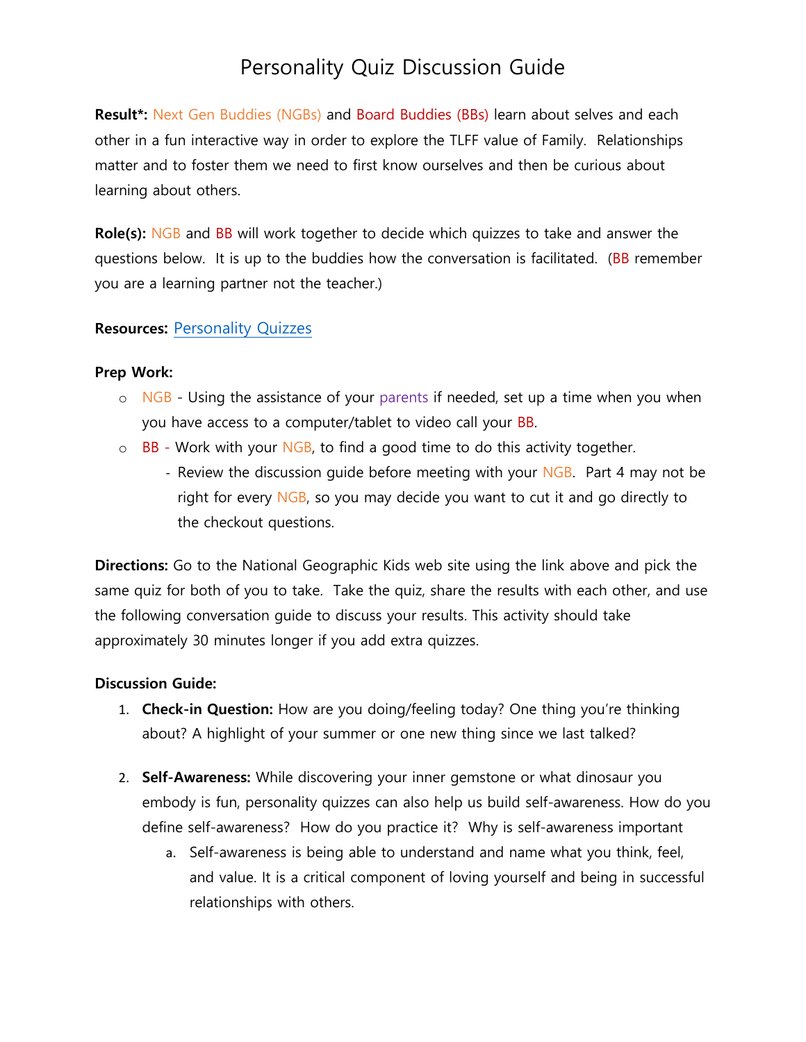# Personality Quiz Discussion Guide

**Result*:** Next Gen Buddies (NGBs) and Board Buddies (BBs) learn about selves and each other in a fun interactive way in order to explore the TLFF value of Family. Relationships matter and to foster them we need to first know ourselves and then be curious about learning about others.

**Role(s):** NGB and BB will work together to decide which quizzes to take and answer the questions below. It is up to the buddies how the conversation is facilitated. (BB remember you are a learning partner not the teacher.)

**Resources:** [Personality Quizzes]

**Prep Work:**

- NGB - Using the assistance of your parents if needed, set up a time when you when you have access to a computer/tablet to video call your BB.
- BB - Work with your NGB, to find a good time to do this activity together.
  - Review the discussion guide before meeting with your NGB. Part 4 may not be right for every NGB, so you may decide you want to cut it and go directly to the checkout questions.

**Directions:** Go to the National Geographic Kids web site using the link above and pick the same quiz for both of you to take. Take the quiz, share the results with each other, and use the following conversation guide to discuss your results. This activity should take approximately 30 minutes longer if you add extra quizzes.

**Discussion Guide:**

1. **Check-in Question:** How are you doing/feeling today? One thing you're thinking about? A highlight of your summer or one new thing since we last talked?

2. **Self-Awareness:** While discovering your inner gemstone or what dinosaur you embody is fun, personality quizzes can also help us build self-awareness. How do you define self-awareness? How do you practice it? Why is self-awareness important
   a. Self-awareness is being able to understand and name what you think, feel, and value. It is a critical component of loving yourself and being in successful relationships with others.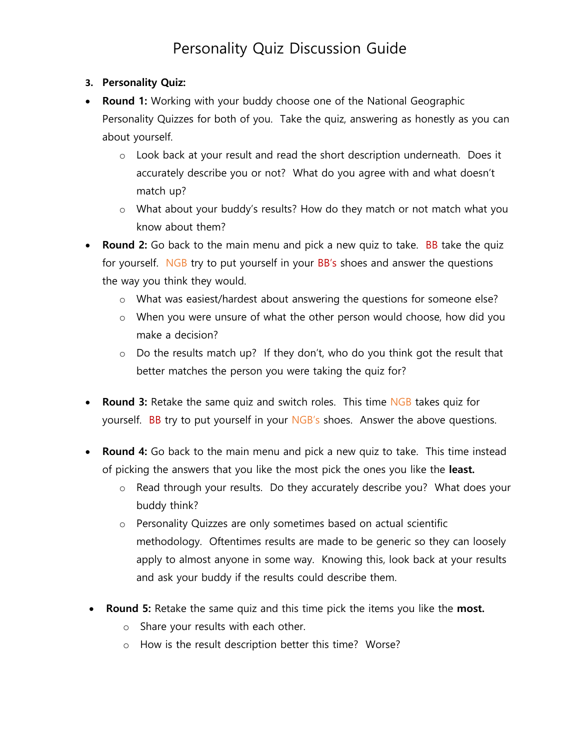# Personality Quiz Discussion Guide

**3. Personality Quiz:**

- **Round 1:** Working with your buddy choose one of the National Geographic Personality Quizzes for both of you. Take the quiz, answering as honestly as you can about yourself.
  - Look back at your result and read the short description underneath. Does it accurately describe you or not? What do you agree with and what doesn't match up?
  - What about your buddy's results? How do they match or not match what you know about them?
- **Round 2:** Go back to the main menu and pick a new quiz to take. BB take the quiz for yourself. NGB try to put yourself in your BB's shoes and answer the questions the way you think they would.
  - What was easiest/hardest about answering the questions for someone else?
  - When you were unsure of what the other person would choose, how did you make a decision?
  - Do the results match up? If they don't, who do you think got the result that better matches the person you were taking the quiz for?
- **Round 3:** Retake the same quiz and switch roles. This time NGB takes quiz for yourself. BB try to put yourself in your NGB's shoes. Answer the above questions.
- **Round 4:** Go back to the main menu and pick a new quiz to take. This time instead of picking the answers that you like the most pick the ones you like the **least.**
  - Read through your results. Do they accurately describe you? What does your buddy think?
  - Personality Quizzes are only sometimes based on actual scientific methodology. Oftentimes results are made to be generic so they can loosely apply to almost anyone in some way. Knowing this, look back at your results and ask your buddy if the results could describe them.
- **Round 5:** Retake the same quiz and this time pick the items you like the **most.**
  - Share your results with each other.
  - How is the result description better this time? Worse?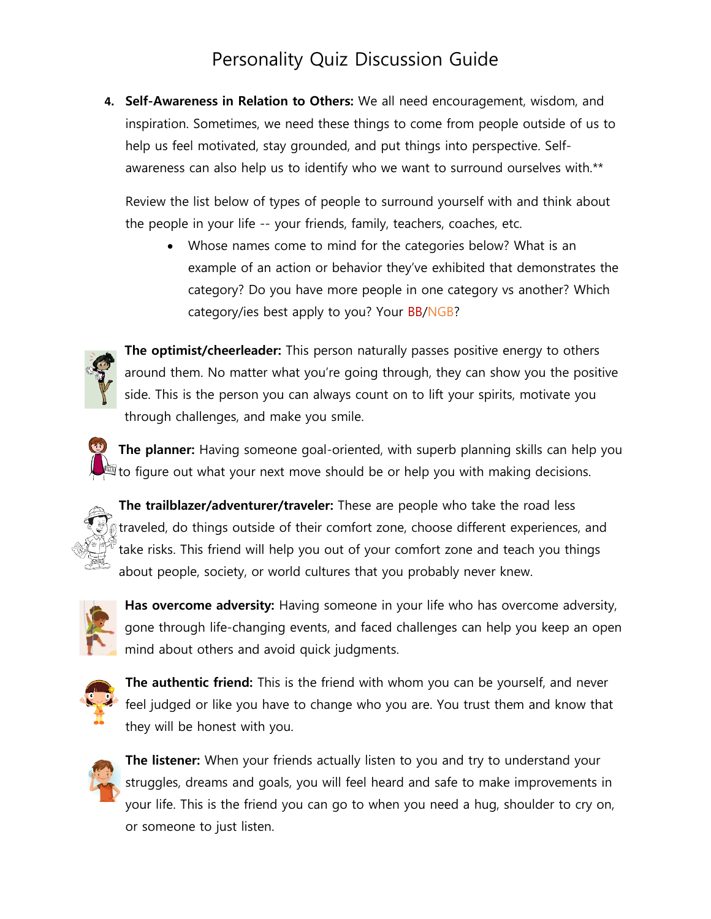# Personality Quiz Discussion Guide

4. **Self-Awareness in Relation to Others:** We all need encouragement, wisdom, and inspiration. Sometimes, we need these things to come from people outside of us to help us feel motivated, stay grounded, and put things into perspective. Self-awareness can also help us to identify who we want to surround ourselves with.**

   Review the list below of types of people to surround yourself with and think about the people in your life -- your friends, family, teachers, coaches, etc.

   - Whose names come to mind for the categories below? What is an example of an action or behavior they've exhibited that demonstrates the category? Do you have more people in one category vs another? Which category/ies best apply to you? Your BB/NGB?

**The optimist/cheerleader:** This person naturally passes positive energy to others around them. No matter what you're going through, they can show you the positive side. This is the person you can always count on to lift your spirits, motivate you through challenges, and make you smile.

**The planner:** Having someone goal-oriented, with superb planning skills can help you to figure out what your next move should be or help you with making decisions.

**The trailblazer/adventurer/traveler:** These are people who take the road less traveled, do things outside of their comfort zone, choose different experiences, and take risks. This friend will help you out of your comfort zone and teach you things about people, society, or world cultures that you probably never knew.

**Has overcome adversity:** Having someone in your life who has overcome adversity, gone through life-changing events, and faced challenges can help you keep an open mind about others and avoid quick judgments.

**The authentic friend:** This is the friend with whom you can be yourself, and never feel judged or like you have to change who you are. You trust them and know that they will be honest with you.

**The listener:** When your friends actually listen to you and try to understand your struggles, dreams and goals, you will feel heard and safe to make improvements in your life. This is the friend you can go to when you need a hug, shoulder to cry on, or someone to just listen.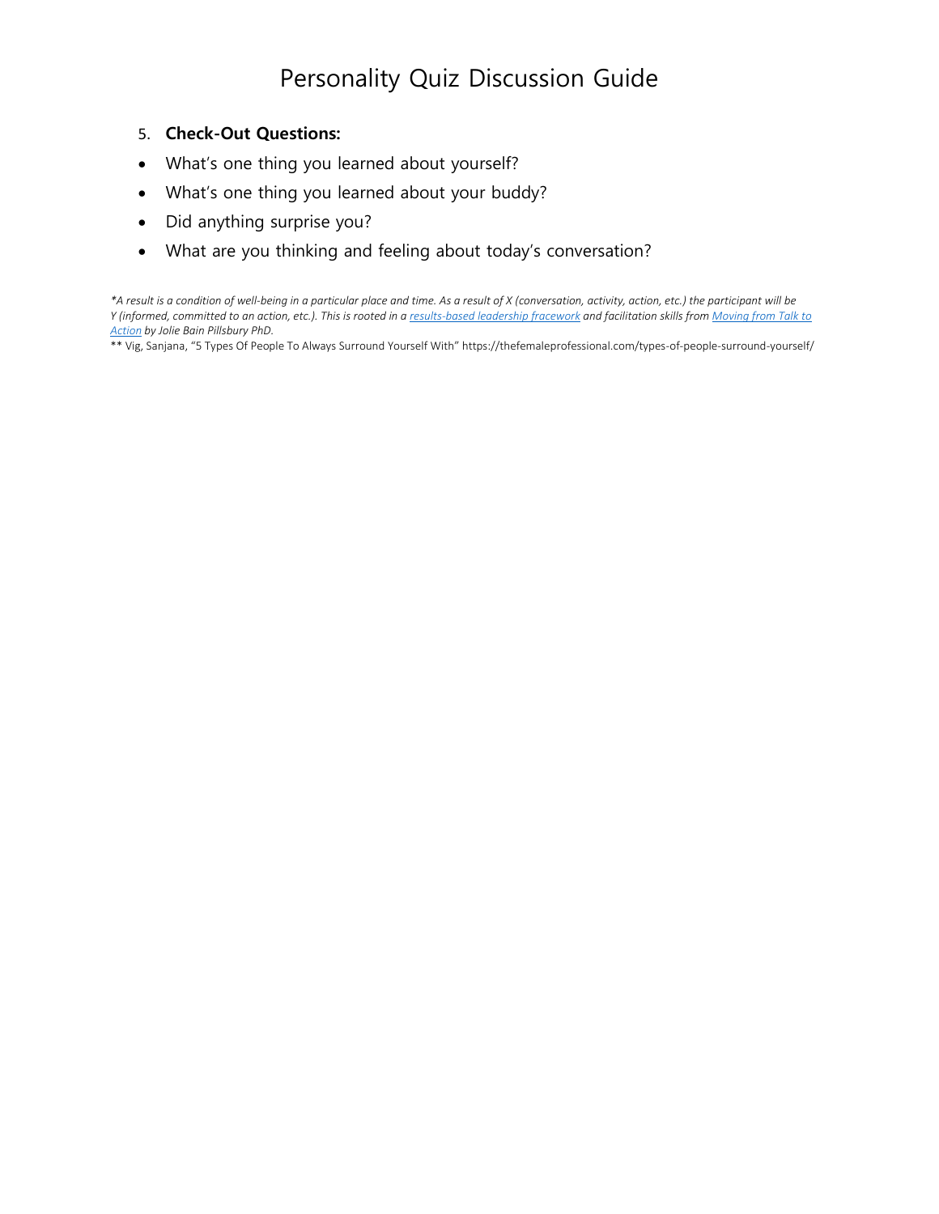5. **Check-Out Questions:**

- What's one thing you learned about yourself?
- What's one thing you learned about your buddy?
- Did anything surprise you?
- What are you thinking and feeling about today's conversation?

*\*A result is a condition of well-being in a particular place and time. As a result of X (conversation, activity, action, etc.) the participant will be Y (informed, committed to an action, etc.). This is rooted in a [results-based leadership fracework]() and facilitation skills from [Moving from Talk to Action]() by Jolie Bain Pillsbury PhD.*

** Vig, Sanjana, "5 Types Of People To Always Surround Yourself With" https://thefemaleprofessional.com/types-of-people-surround-yourself/